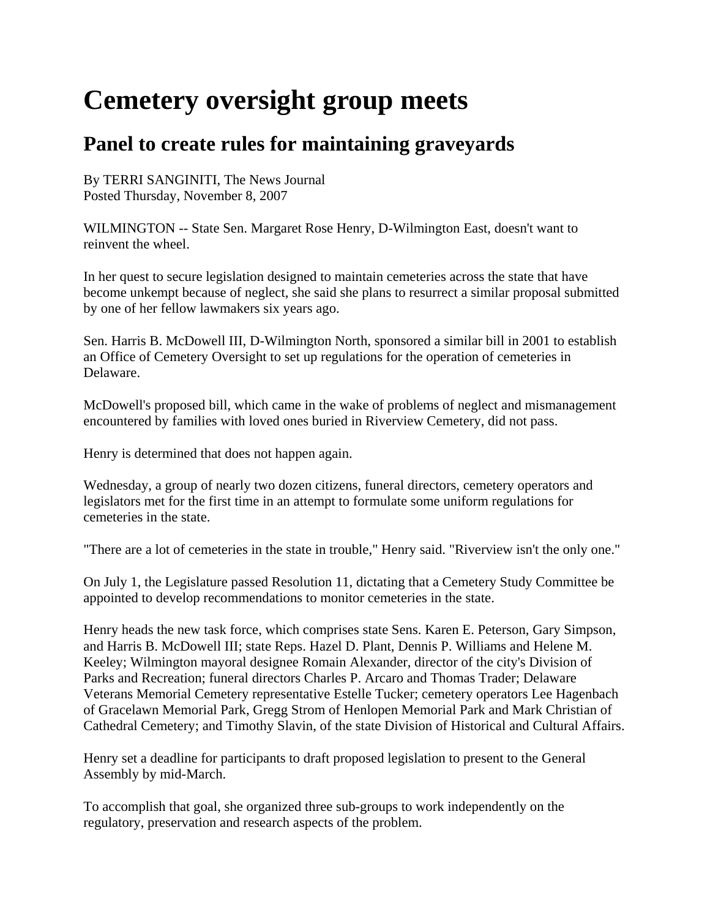# Cemetery oversight group meets

## Panel to create rules for maintaining graveyards

By TERRI SANGINITI, The News Journal
Posted Thursday, November 8, 2007

WILMINGTON -- State Sen. Margaret Rose Henry, D-Wilmington East, doesn't want to reinvent the wheel.

In her quest to secure legislation designed to maintain cemeteries across the state that have become unkempt because of neglect, she said she plans to resurrect a similar proposal submitted by one of her fellow lawmakers six years ago.

Sen. Harris B. McDowell III, D-Wilmington North, sponsored a similar bill in 2001 to establish an Office of Cemetery Oversight to set up regulations for the operation of cemeteries in Delaware.

McDowell's proposed bill, which came in the wake of problems of neglect and mismanagement encountered by families with loved ones buried in Riverview Cemetery, did not pass.

Henry is determined that does not happen again.

Wednesday, a group of nearly two dozen citizens, funeral directors, cemetery operators and legislators met for the first time in an attempt to formulate some uniform regulations for cemeteries in the state.

"There are a lot of cemeteries in the state in trouble," Henry said. "Riverview isn't the only one."

On July 1, the Legislature passed Resolution 11, dictating that a Cemetery Study Committee be appointed to develop recommendations to monitor cemeteries in the state.

Henry heads the new task force, which comprises state Sens. Karen E. Peterson, Gary Simpson, and Harris B. McDowell III; state Reps. Hazel D. Plant, Dennis P. Williams and Helene M. Keeley; Wilmington mayoral designee Romain Alexander, director of the city's Division of Parks and Recreation; funeral directors Charles P. Arcaro and Thomas Trader; Delaware Veterans Memorial Cemetery representative Estelle Tucker; cemetery operators Lee Hagenbach of Gracelawn Memorial Park, Gregg Strom of Henlopen Memorial Park and Mark Christian of Cathedral Cemetery; and Timothy Slavin, of the state Division of Historical and Cultural Affairs.

Henry set a deadline for participants to draft proposed legislation to present to the General Assembly by mid-March.

To accomplish that goal, she organized three sub-groups to work independently on the regulatory, preservation and research aspects of the problem.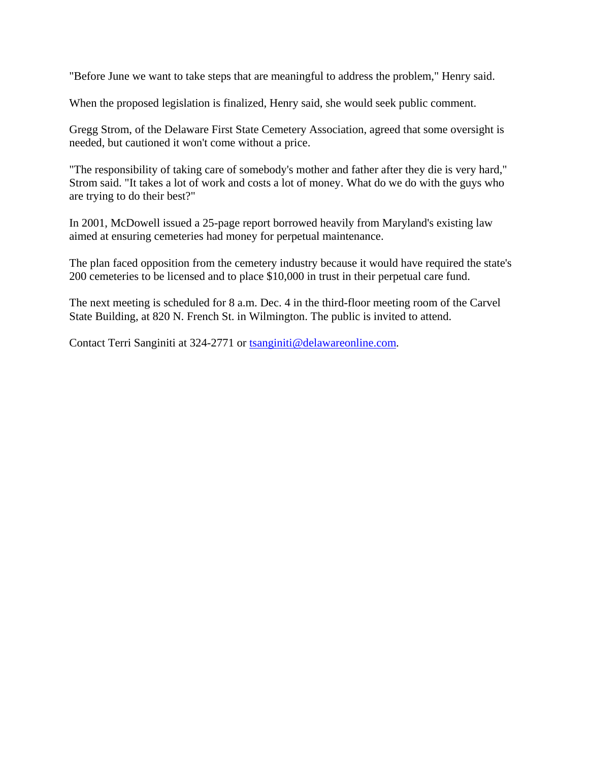"Before June we want to take steps that are meaningful to address the problem," Henry said.

When the proposed legislation is finalized, Henry said, she would seek public comment.

Gregg Strom, of the Delaware First State Cemetery Association, agreed that some oversight is needed, but cautioned it won't come without a price.

"The responsibility of taking care of somebody's mother and father after they die is very hard," Strom said. "It takes a lot of work and costs a lot of money. What do we do with the guys who are trying to do their best?"

In 2001, McDowell issued a 25-page report borrowed heavily from Maryland's existing law aimed at ensuring cemeteries had money for perpetual maintenance.

The plan faced opposition from the cemetery industry because it would have required the state's 200 cemeteries to be licensed and to place $10,000 in trust in their perpetual care fund.

The next meeting is scheduled for 8 a.m. Dec. 4 in the third-floor meeting room of the Carvel State Building, at 820 N. French St. in Wilmington. The public is invited to attend.

Contact Terri Sanginiti at 324-2771 or tsanginiti@delawareonline.com.